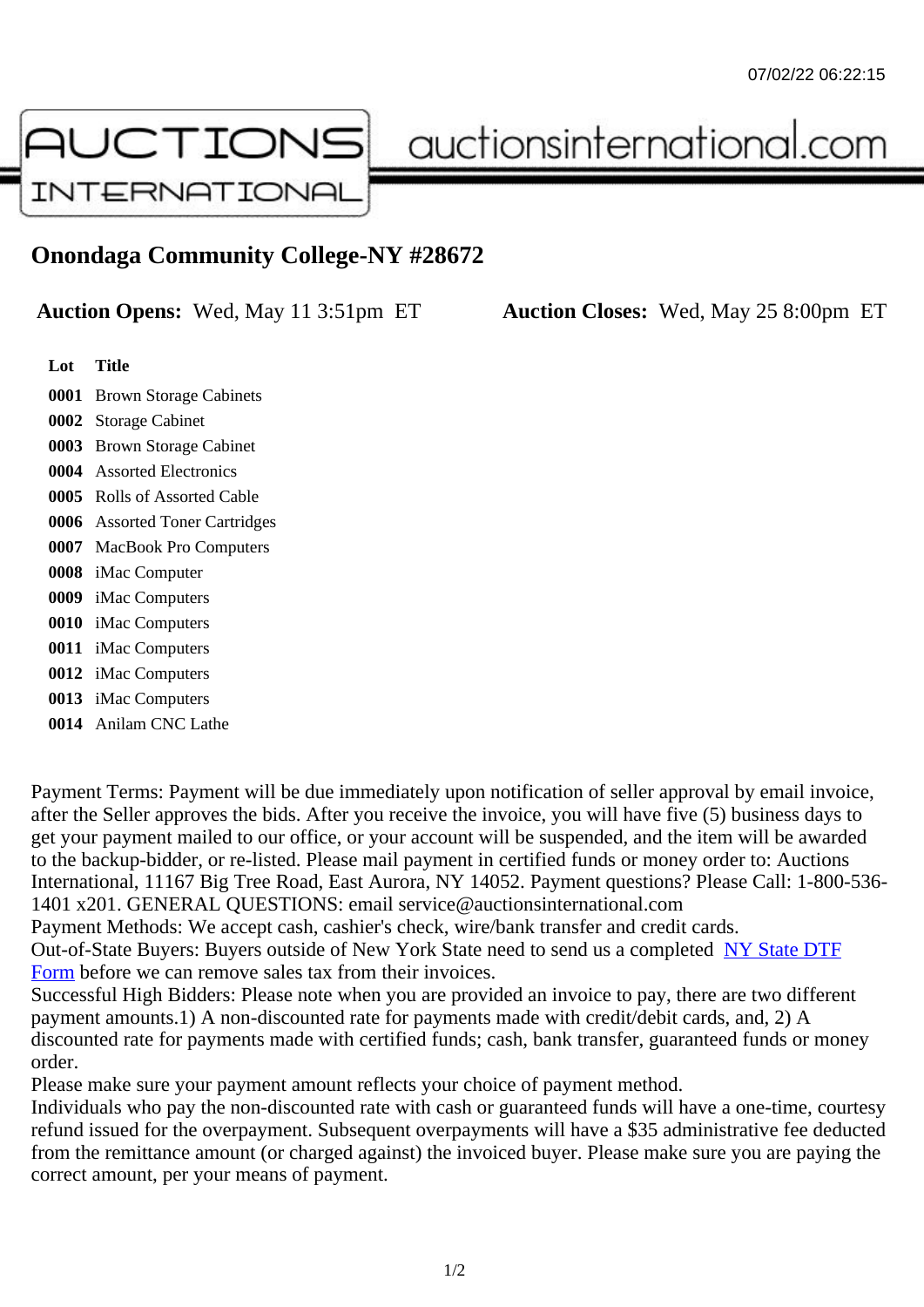07/02/22 06:22:15

AUCTIONS INTERNATIONAL auctionsinternational.com

# Onondaga Community College-NY #28672

**Auction Opens:** Wed, May 11 3:51pm ET **Auction Closes:** Wed, May 25 8:00pm ET

| Lot | Title |
|---|---|
| **0001** | Brown Storage Cabinets |
| **0002** | Storage Cabinet |
| **0003** | Brown Storage Cabinet |
| **0004** | Assorted Electronics |
| **0005** | Rolls of Assorted Cable |
| **0006** | Assorted Toner Cartridges |
| **0007** | MacBook Pro Computers |
| **0008** | iMac Computer |
| **0009** | iMac Computers |
| **0010** | iMac Computers |
| **0011** | iMac Computers |
| **0012** | iMac Computers |
| **0013** | iMac Computers |
| **0014** | Anilam CNC Lathe |

Payment Terms: Payment will be due immediately upon notification of seller approval by email invoice, after the Seller approves the bids. After you receive the invoice, you will have five (5) business days to get your payment mailed to our office, or your account will be suspended, and the item will be awarded to the backup-bidder, or re-listed. Please mail payment in certified funds or money order to: Auctions International, 11167 Big Tree Road, East Aurora, NY 14052. Payment questions? Please Call: 1-800-536-1401 x201. GENERAL QUESTIONS: email service@auctionsinternational.com
Payment Methods: We accept cash, cashier's check, wire/bank transfer and credit cards.
Out-of-State Buyers: Buyers outside of New York State need to send us a completed NY State DTF Form before we can remove sales tax from their invoices.
Successful High Bidders: Please note when you are provided an invoice to pay, there are two different payment amounts.1) A non-discounted rate for payments made with credit/debit cards, and, 2) A discounted rate for payments made with certified funds; cash, bank transfer, guaranteed funds or money order.
Please make sure your payment amount reflects your choice of payment method.
Individuals who pay the non-discounted rate with cash or guaranteed funds will have a one-time, courtesy refund issued for the overpayment. Subsequent overpayments will have a $35 administrative fee deducted from the remittance amount (or charged against) the invoiced buyer. Please make sure you are paying the correct amount, per your means of payment.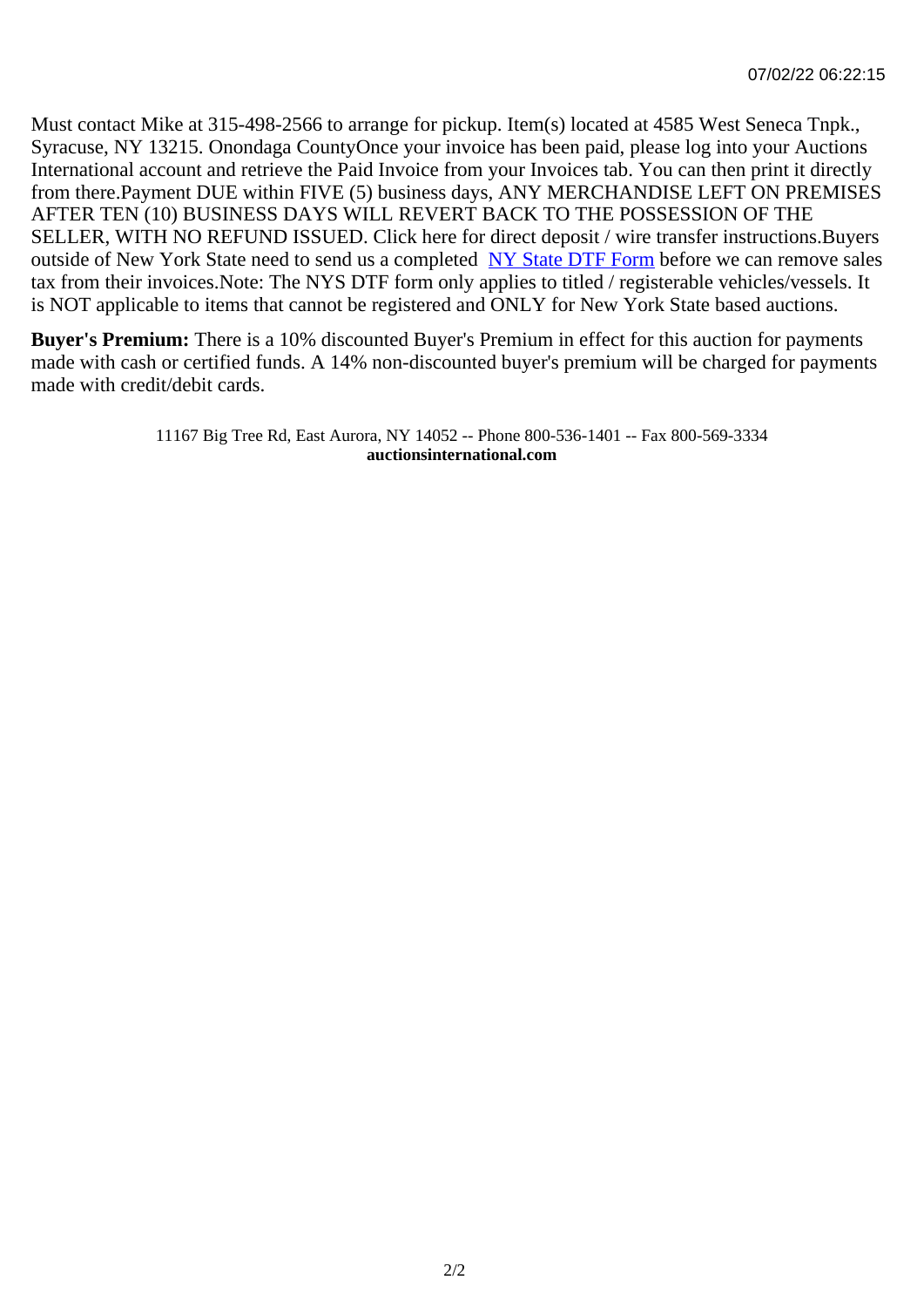Must contact Mike at 315-498-2566 to arrange for pickup. Item(s) located at 4585 West Seneca Tnpk., Syracuse, NY 13215. Onondaga CountyOnce your invoice has been paid, please log into your Auctions International account and retrieve the Paid Invoice from your Invoices tab. You can then print it directly from there.Payment DUE within FIVE (5) business days, ANY MERCHANDISE LEFT ON PREMISES AFTER TEN (10) BUSINESS DAYS WILL REVERT BACK TO THE POSSESSION OF THE SELLER, WITH NO REFUND ISSUED. Click here for direct deposit / wire transfer instructions.Buyers outside of New York State need to send us a completed NY State DTF Form before we can remove sales tax from their invoices.Note: The NYS DTF form only applies to titled / registerable vehicles/vessels. It is NOT applicable to items that cannot be registered and ONLY for New York State based auctions.

**Buyer's Premium:** There is a 10% discounted Buyer's Premium in effect for this auction for payments made with cash or certified funds. A 14% non-discounted buyer's premium will be charged for payments made with credit/debit cards.

11167 Big Tree Rd, East Aurora, NY 14052 -- Phone 800-536-1401 -- Fax 800-569-3334
**auctionsinternational.com**